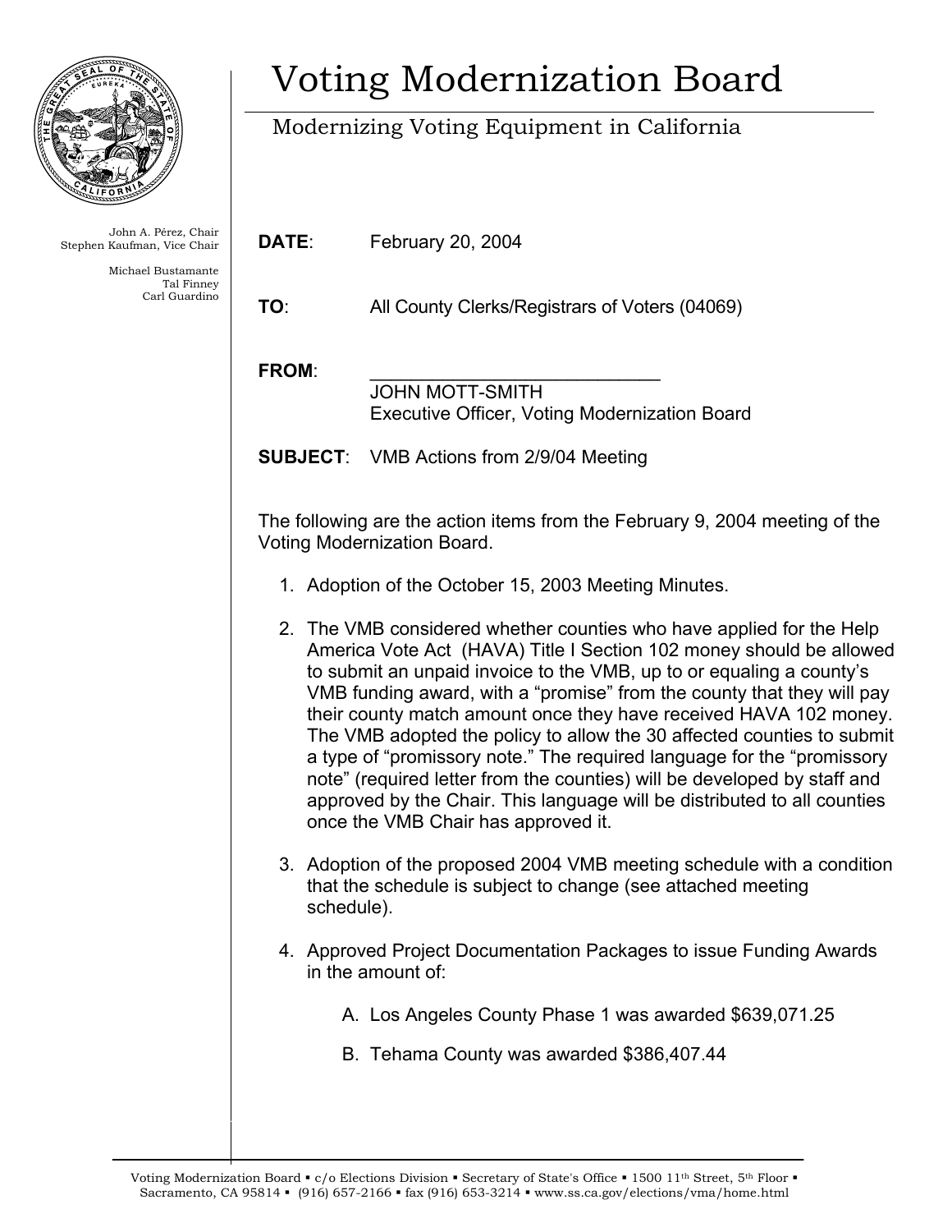# Voting Modernization Board

## Modernizing Voting Equipment in California

John A. Pérez, Chair
Stephen Kaufman, Vice Chair

Michael Bustamante
Tal Finney
Carl Guardino

**DATE**: February 20, 2004

**TO**: All County Clerks/Registrars of Voters (04069)

**FROM**: ____________________________
JOHN MOTT-SMITH
Executive Officer, Voting Modernization Board

**SUBJECT**: VMB Actions from 2/9/04 Meeting

The following are the action items from the February 9, 2004 meeting of the Voting Modernization Board.

1. Adoption of the October 15, 2003 Meeting Minutes.

2. The VMB considered whether counties who have applied for the Help America Vote Act (HAVA) Title I Section 102 money should be allowed to submit an unpaid invoice to the VMB, up to or equaling a county's VMB funding award, with a "promise" from the county that they will pay their county match amount once they have received HAVA 102 money. The VMB adopted the policy to allow the 30 affected counties to submit a type of "promissory note." The required language for the "promissory note" (required letter from the counties) will be developed by staff and approved by the Chair. This language will be distributed to all counties once the VMB Chair has approved it.

3. Adoption of the proposed 2004 VMB meeting schedule with a condition that the schedule is subject to change (see attached meeting schedule).

4. Approved Project Documentation Packages to issue Funding Awards in the amount of:

   A. Los Angeles County Phase 1 was awarded $639,071.25

   B. Tehama County was awarded $386,407.44

Voting Modernization Board ▪ c/o Elections Division ▪ Secretary of State's Office ▪ 1500 11th Street, 5th Floor ▪ Sacramento, CA 95814 ▪ (916) 657-2166 ▪ fax (916) 653-3214 ▪ www.ss.ca.gov/elections/vma/home.html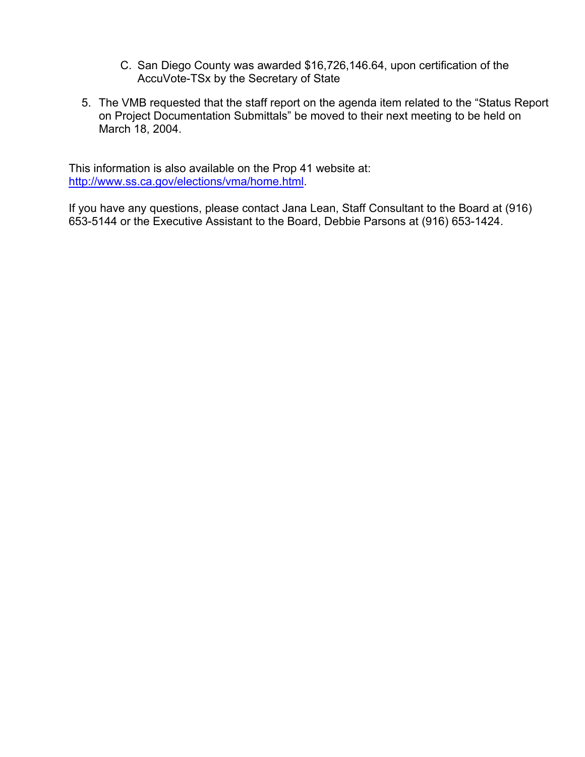C. San Diego County was awarded $16,726,146.64, upon certification of the AccuVote-TSx by the Secretary of State

5. The VMB requested that the staff report on the agenda item related to the "Status Report on Project Documentation Submittals" be moved to their next meeting to be held on March 18, 2004.

This information is also available on the Prop 41 website at: [http://www.ss.ca.gov/elections/vma/home.html](http://www.ss.ca.gov/elections/vma/home.html).

If you have any questions, please contact Jana Lean, Staff Consultant to the Board at (916) 653-5144 or the Executive Assistant to the Board, Debbie Parsons at (916) 653-1424.